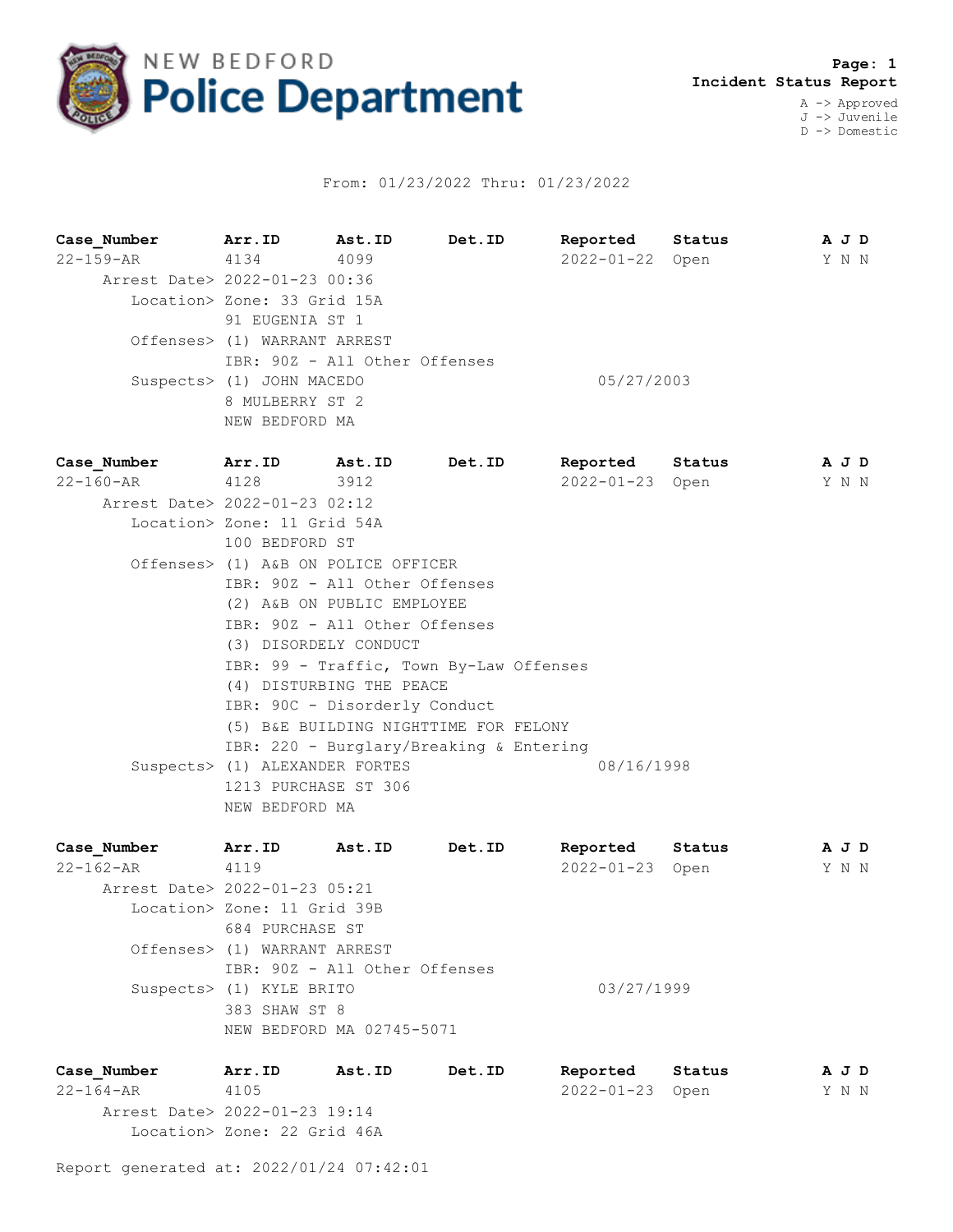NEW BEDFORD **Police Department**

**Page: 1**
**Incident Status Report**

A -> Approved
J -> Juvenile
D -> Domestic

From: 01/23/2022 Thru: 01/23/2022

| Case_Number | Arr.ID | Ast.ID | Det.ID | Reported | Status | A J D |
|---|---|---|---|---|---|---|
| 22-159-AR | 4134 | 4099 | | 2022-01-22 | Open | Y N N |

Arrest Date> 2022-01-23 00:36
Location> Zone: 33 Grid 15A
91 EUGENIA ST 1
Offenses> (1) WARRANT ARREST
IBR: 90Z - All Other Offenses
Suspects> (1) JOHN MACEDO 05/27/2003
8 MULBERRY ST 2
NEW BEDFORD MA

| Case_Number | Arr.ID | Ast.ID | Det.ID | Reported | Status | A J D |
|---|---|---|---|---|---|---|
| 22-160-AR | 4128 | 3912 | | 2022-01-23 | Open | Y N N |

Arrest Date> 2022-01-23 02:12
Location> Zone: 11 Grid 54A
100 BEDFORD ST
Offenses> (1) A&B ON POLICE OFFICER
IBR: 90Z - All Other Offenses
(2) A&B ON PUBLIC EMPLOYEE
IBR: 90Z - All Other Offenses
(3) DISORDELY CONDUCT
IBR: 99 - Traffic, Town By-Law Offenses
(4) DISTURBING THE PEACE
IBR: 90C - Disorderly Conduct
(5) B&E BUILDING NIGHTTIME FOR FELONY
IBR: 220 - Burglary/Breaking & Entering
Suspects> (1) ALEXANDER FORTES 08/16/1998
1213 PURCHASE ST 306
NEW BEDFORD MA

| Case_Number | Arr.ID | Ast.ID | Det.ID | Reported | Status | A J D |
|---|---|---|---|---|---|---|
| 22-162-AR | 4119 | | | 2022-01-23 | Open | Y N N |

Arrest Date> 2022-01-23 05:21
Location> Zone: 11 Grid 39B
684 PURCHASE ST
Offenses> (1) WARRANT ARREST
IBR: 90Z - All Other Offenses
Suspects> (1) KYLE BRITO 03/27/1999
383 SHAW ST 8
NEW BEDFORD MA 02745-5071

| Case_Number | Arr.ID | Ast.ID | Det.ID | Reported | Status | A J D |
|---|---|---|---|---|---|---|
| 22-164-AR | 4105 | | | 2022-01-23 | Open | Y N N |

Arrest Date> 2022-01-23 19:14
Location> Zone: 22 Grid 46A

Report generated at: 2022/01/24 07:42:01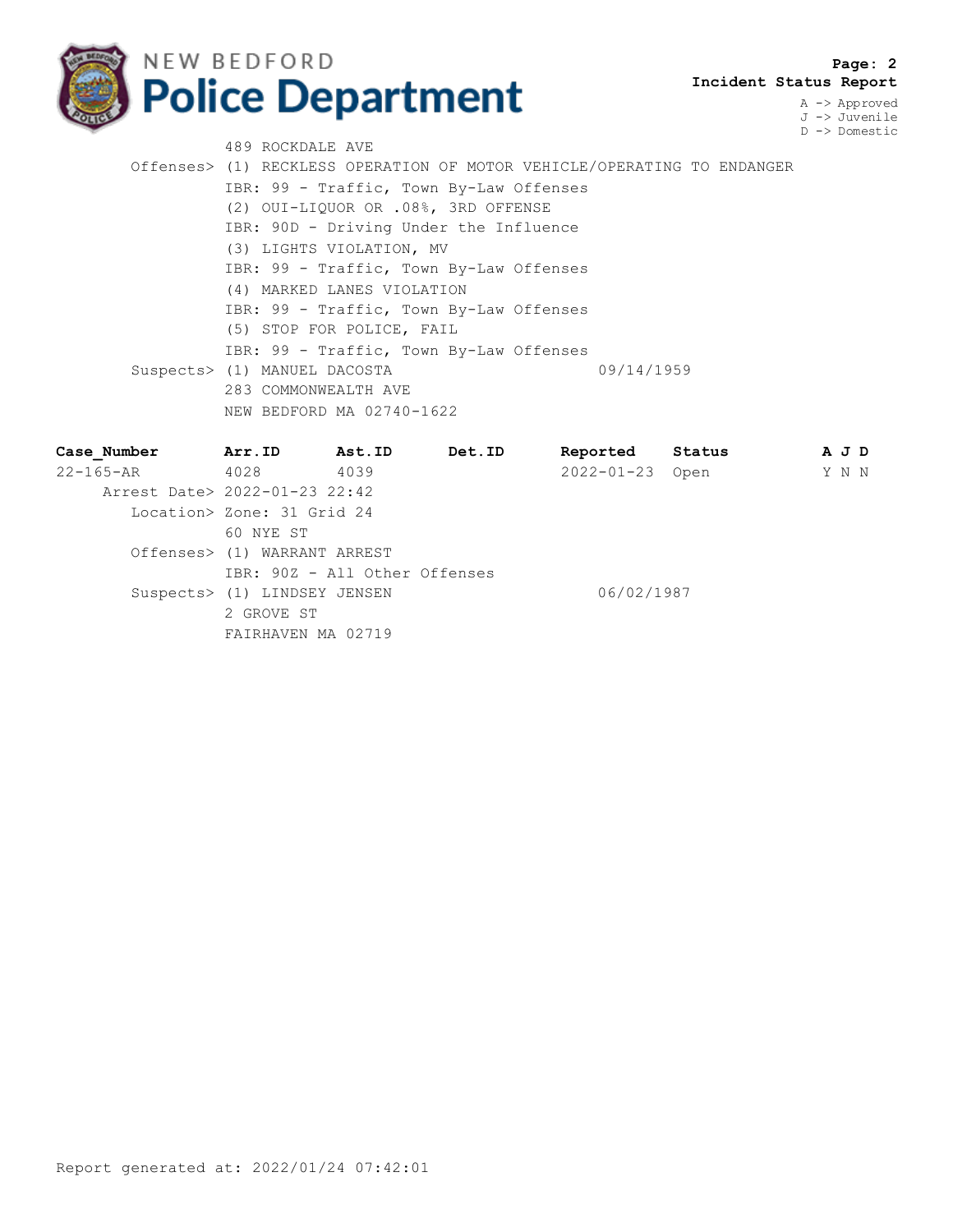489 ROCKDALE AVE

Offenses> (1) RECKLESS OPERATION OF MOTOR VEHICLE/OPERATING TO ENDANGER
IBR: 99 - Traffic, Town By-Law Offenses
(2) OUI-LIQUOR OR .08%, 3RD OFFENSE
IBR: 90D - Driving Under the Influence
(3) LIGHTS VIOLATION, MV
IBR: 99 - Traffic, Town By-Law Offenses
(4) MARKED LANES VIOLATION
IBR: 99 - Traffic, Town By-Law Offenses
(5) STOP FOR POLICE, FAIL
IBR: 99 - Traffic, Town By-Law Offenses

Suspects> (1) MANUEL DACOSTA 09/14/1959
283 COMMONWEALTH AVE
NEW BEDFORD MA 02740-1622

| Case_Number | Arr.ID | Ast.ID | Det.ID | Reported | Status | A J D |
|---|---|---|---|---|---|---|
| 22-165-AR | 4028 | 4039 | | 2022-01-23 | Open | Y N N |

Arrest Date> 2022-01-23 22:42

Location> Zone: 31 Grid 24
60 NYE ST

Offenses> (1) WARRANT ARREST
IBR: 90Z - All Other Offenses

Suspects> (1) LINDSEY JENSEN 06/02/1987
2 GROVE ST
FAIRHAVEN MA 02719

Report generated at: 2022/01/24 07:42:01